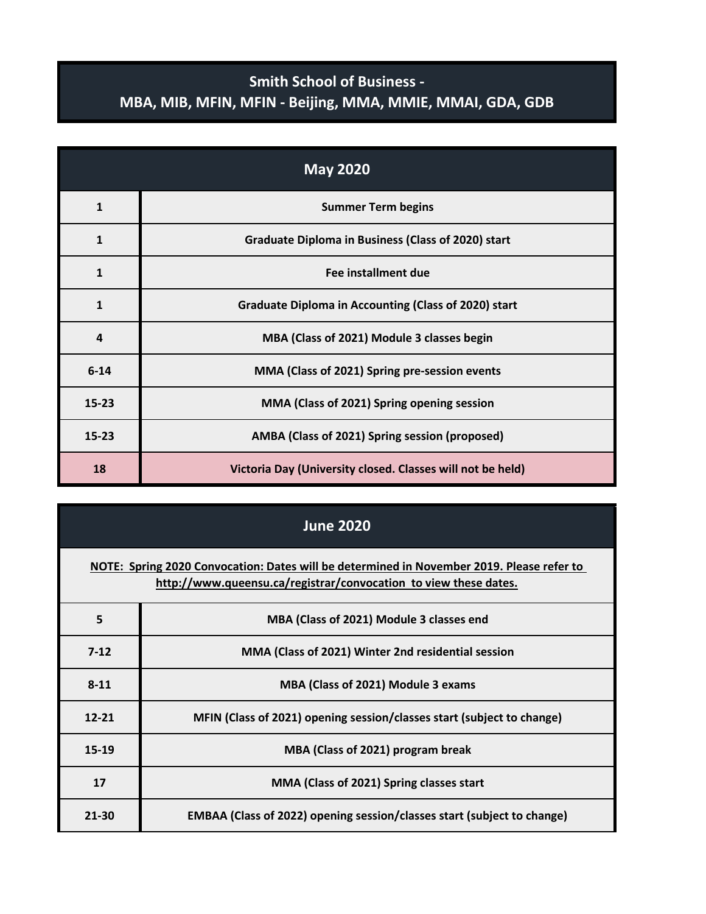# Smith School of Business - MBA, MIB, MFIN, MFIN - Beijing, MMA, MMIE, MMAI, GDA, GDB

| May 2020 | |
|---|---|
| 1 | Summer Term begins |
| 1 | Graduate Diploma in Business (Class of 2020) start |
| 1 | Fee installment due |
| 1 | Graduate Diploma in Accounting (Class of 2020) start |
| 4 | MBA (Class of 2021) Module 3 classes begin |
| 6-14 | MMA (Class of 2021) Spring pre-session events |
| 15-23 | MMA (Class of 2021) Spring opening session |
| 15-23 | AMBA (Class of 2021) Spring session (proposed) |
| 18 | Victoria Day (University closed. Classes will not be held) |

| June 2020 | |
|---|---|
| NOTE: Spring 2020 Convocation: Dates will be determined in November 2019. Please refer to http://www.queensu.ca/registrar/convocation to view these dates. | |
| 5 | MBA (Class of 2021) Module 3 classes end |
| 7-12 | MMA (Class of 2021) Winter 2nd residential session |
| 8-11 | MBA (Class of 2021) Module 3 exams |
| 12-21 | MFIN (Class of 2021) opening session/classes start (subject to change) |
| 15-19 | MBA (Class of 2021) program break |
| 17 | MMA (Class of 2021) Spring classes start |
| 21-30 | EMBAA (Class of 2022) opening session/classes start (subject to change) |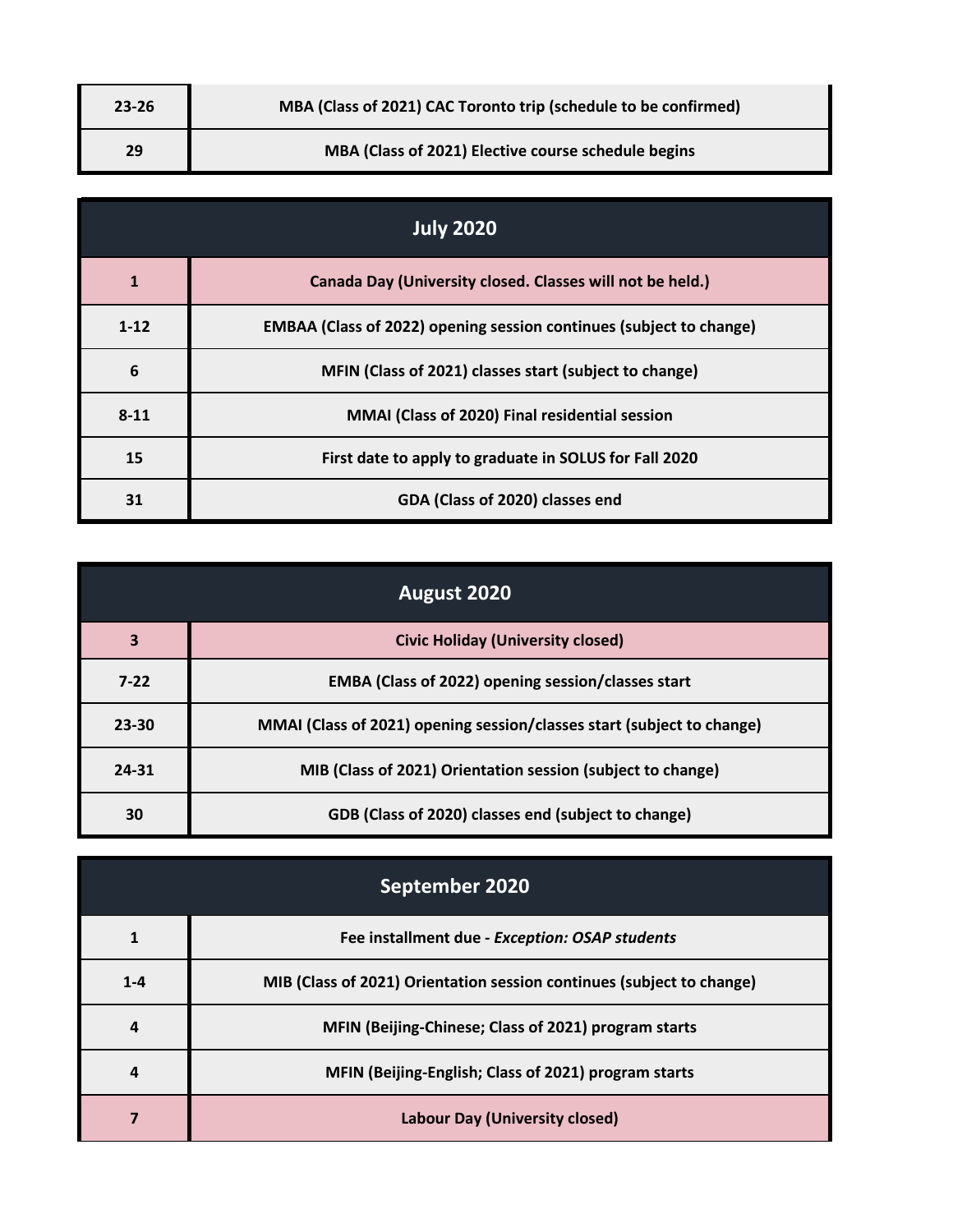| | |
|---|---|
| **23-26** | **MBA (Class of 2021) CAC Toronto trip (schedule to be confirmed)** |
| **29** | **MBA (Class of 2021) Elective course schedule begins** |

## July 2020

| | |
|---|---|
| **1** | **Canada Day (University closed. Classes will not be held.)** |
| **1-12** | **EMBAA (Class of 2022) opening session continues (subject to change)** |
| **6** | **MFIN (Class of 2021) classes start (subject to change)** |
| **8-11** | **MMAI (Class of 2020) Final residential session** |
| **15** | **First date to apply to graduate in SOLUS for Fall 2020** |
| **31** | **GDA (Class of 2020) classes end** |

## August 2020

| | |
|---|---|
| **3** | **Civic Holiday (University closed)** |
| **7-22** | **EMBA (Class of 2022) opening session/classes start** |
| **23-30** | **MMAI (Class of 2021) opening session/classes start (subject to change)** |
| **24-31** | **MIB (Class of 2021) Orientation session (subject to change)** |
| **30** | **GDB (Class of 2020) classes end (subject to change)** |

## September 2020

| | |
|---|---|
| **1** | **Fee installment due - *Exception: OSAP students*** |
| **1-4** | **MIB (Class of 2021) Orientation session continues (subject to change)** |
| **4** | **MFIN (Beijing-Chinese; Class of 2021) program starts** |
| **4** | **MFIN (Beijing-English; Class of 2021) program starts** |
| **7** | **Labour Day (University closed)** |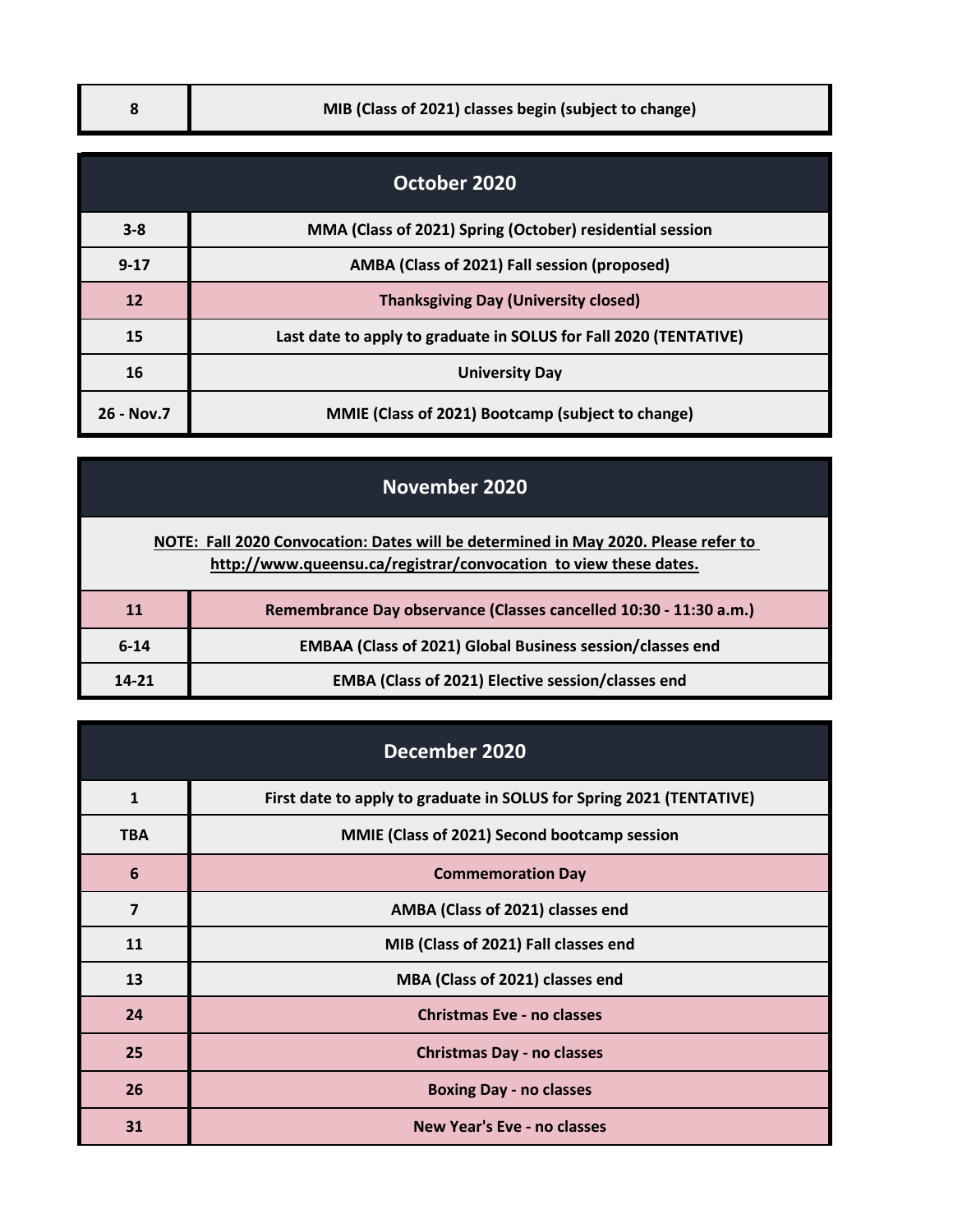| | |
|---|---|
| 8 | MIB (Class of 2021) classes begin (subject to change) |

## October 2020

| | |
|---|---|
| 3-8 | MMA (Class of 2021) Spring (October) residential session |
| 9-17 | AMBA (Class of 2021) Fall session (proposed) |
| 12 | Thanksgiving Day (University closed) |
| 15 | Last date to apply to graduate in SOLUS for Fall 2020 (TENTATIVE) |
| 16 | University Day |
| 26 - Nov.7 | MMIE (Class of 2021) Bootcamp (subject to change) |

## November 2020

**NOTE: Fall 2020 Convocation: Dates will be determined in May 2020. Please refer to http://www.queensu.ca/registrar/convocation to view these dates.**

| | |
|---|---|
| 11 | Remembrance Day observance (Classes cancelled 10:30 - 11:30 a.m.) |
| 6-14 | EMBAA (Class of 2021) Global Business session/classes end |
| 14-21 | EMBA (Class of 2021) Elective session/classes end |

## December 2020

| | |
|---|---|
| 1 | First date to apply to graduate in SOLUS for Spring 2021 (TENTATIVE) |
| TBA | MMIE (Class of 2021) Second bootcamp session |
| 6 | Commemoration Day |
| 7 | AMBA (Class of 2021) classes end |
| 11 | MIB (Class of 2021) Fall classes end |
| 13 | MBA (Class of 2021) classes end |
| 24 | Christmas Eve - no classes |
| 25 | Christmas Day - no classes |
| 26 | Boxing Day - no classes |
| 31 | New Year's Eve - no classes |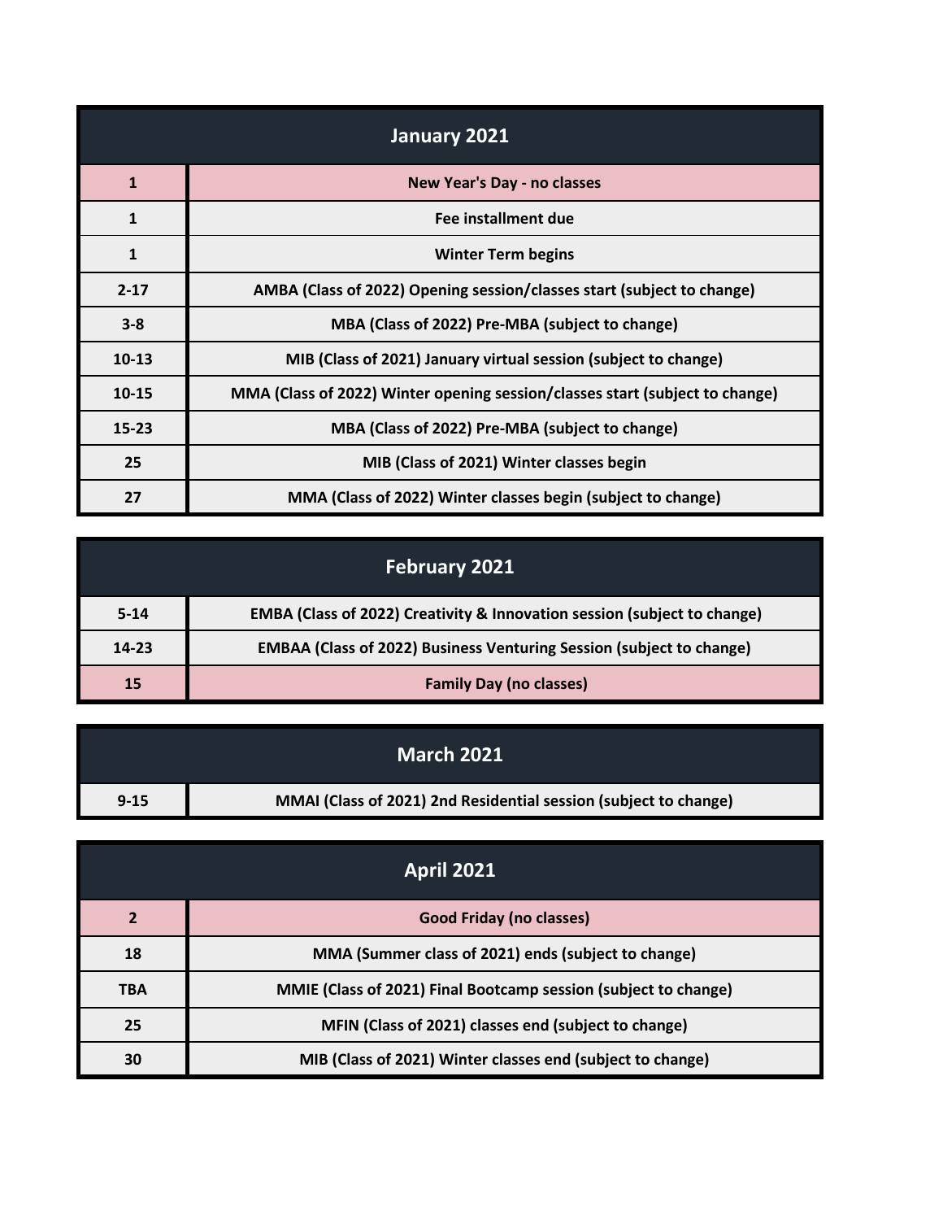| January 2021 | |
|---|---|
| 1 | New Year's Day - no classes |
| 1 | Fee installment due |
| 1 | Winter Term begins |
| 2-17 | AMBA (Class of 2022) Opening session/classes start (subject to change) |
| 3-8 | MBA (Class of 2022) Pre-MBA (subject to change) |
| 10-13 | MIB (Class of 2021) January virtual session (subject to change) |
| 10-15 | MMA (Class of 2022) Winter opening session/classes start (subject to change) |
| 15-23 | MBA (Class of 2022) Pre-MBA (subject to change) |
| 25 | MIB (Class of 2021) Winter classes begin |
| 27 | MMA (Class of 2022) Winter classes begin (subject to change) |

| February 2021 | |
|---|---|
| 5-14 | EMBA (Class of 2022) Creativity & Innovation session (subject to change) |
| 14-23 | EMBAA (Class of 2022) Business Venturing Session (subject to change) |
| 15 | Family Day (no classes) |

| March 2021 | |
|---|---|
| 9-15 | MMAI (Class of 2021) 2nd Residential session (subject to change) |

| April 2021 | |
|---|---|
| 2 | Good Friday (no classes) |
| 18 | MMA (Summer class of 2021) ends (subject to change) |
| TBA | MMIE (Class of 2021) Final Bootcamp session (subject to change) |
| 25 | MFIN (Class of 2021) classes end (subject to change) |
| 30 | MIB (Class of 2021) Winter classes end (subject to change) |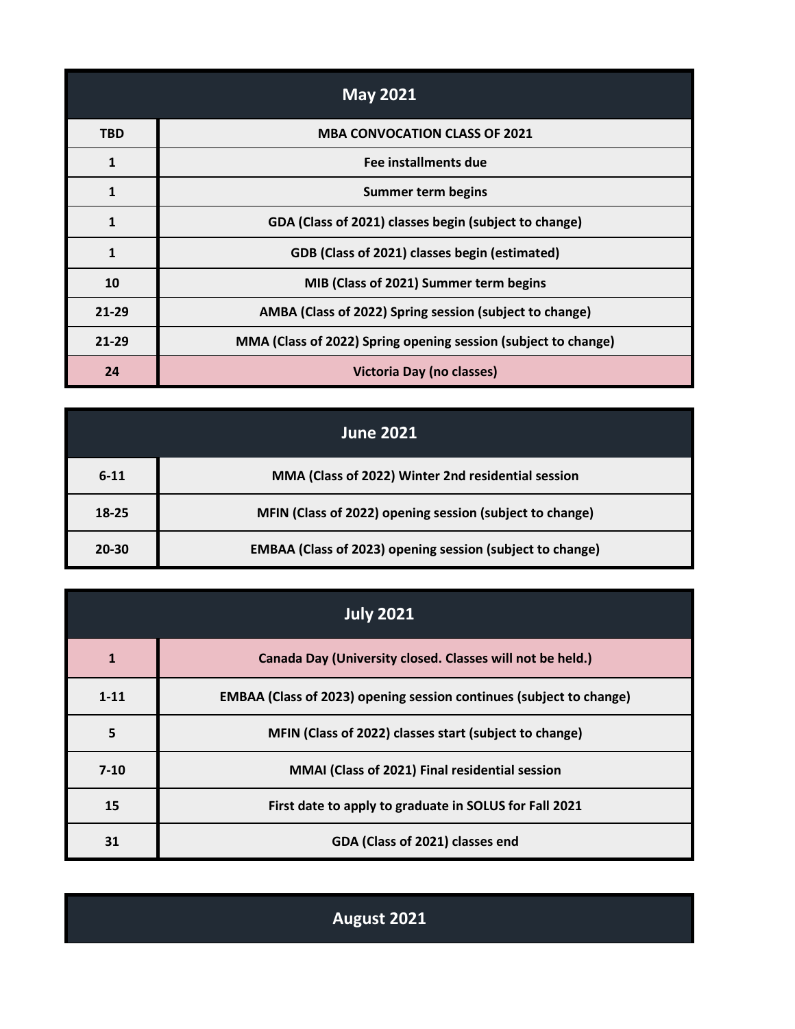| May 2021 | |
|---|---|
| TBD | MBA CONVOCATION CLASS OF 2021 |
| 1 | Fee installments due |
| 1 | Summer term begins |
| 1 | GDA (Class of 2021) classes begin (subject to change) |
| 1 | GDB (Class of 2021) classes begin (estimated) |
| 10 | MIB (Class of 2021) Summer term begins |
| 21-29 | AMBA (Class of 2022) Spring session (subject to change) |
| 21-29 | MMA (Class of 2022) Spring opening session (subject to change) |
| 24 | Victoria Day (no classes) |

| June 2021 | |
|---|---|
| 6-11 | MMA (Class of 2022) Winter 2nd residential session |
| 18-25 | MFIN (Class of 2022) opening session (subject to change) |
| 20-30 | EMBAA (Class of 2023) opening session (subject to change) |

| July 2021 | |
|---|---|
| 1 | Canada Day (University closed. Classes will not be held.) |
| 1-11 | EMBAA (Class of 2023) opening session continues (subject to change) |
| 5 | MFIN (Class of 2022) classes start (subject to change) |
| 7-10 | MMAI (Class of 2021) Final residential session |
| 15 | First date to apply to graduate in SOLUS for Fall 2021 |
| 31 | GDA (Class of 2021) classes end |

| August 2021 | |
|---|---|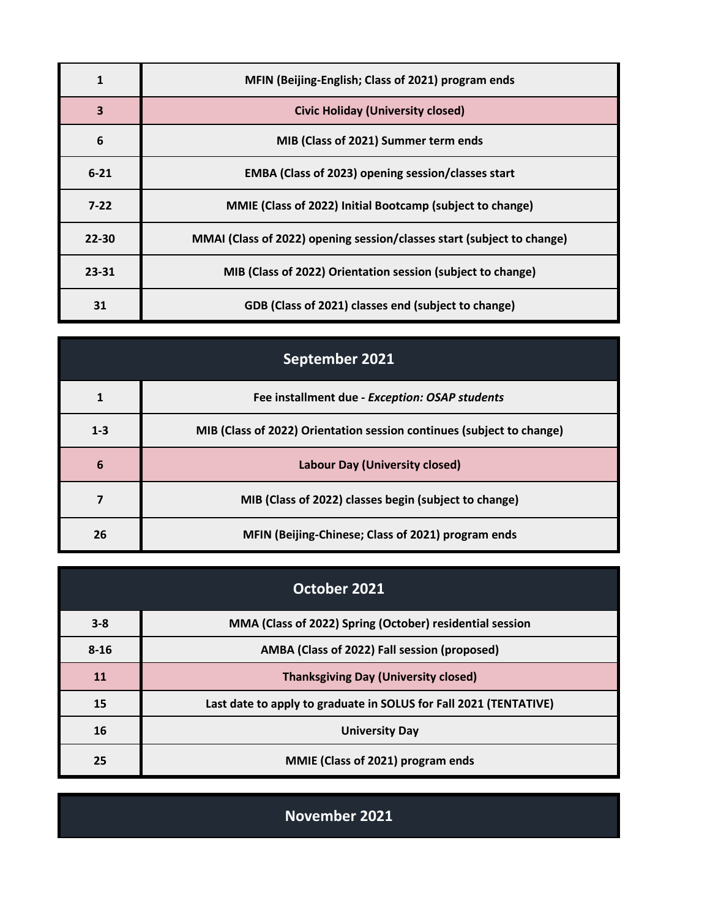| | |
|---|---|
| 1 | MFIN (Beijing-English; Class of 2021) program ends |
| 3 | Civic Holiday (University closed) |
| 6 | MIB (Class of 2021) Summer term ends |
| 6-21 | EMBA (Class of 2023) opening session/classes start |
| 7-22 | MMIE (Class of 2022) Initial Bootcamp (subject to change) |
| 22-30 | MMAI (Class of 2022) opening session/classes start (subject to change) |
| 23-31 | MIB (Class of 2022) Orientation session (subject to change) |
| 31 | GDB (Class of 2021) classes end (subject to change) |

## September 2021

| | |
|---|---|
| 1 | Fee installment due - *Exception: OSAP students* |
| 1-3 | MIB (Class of 2022) Orientation session continues (subject to change) |
| 6 | Labour Day (University closed) |
| 7 | MIB (Class of 2022) classes begin (subject to change) |
| 26 | MFIN (Beijing-Chinese; Class of 2021) program ends |

## October 2021

| | |
|---|---|
| 3-8 | MMA (Class of 2022) Spring (October) residential session |
| 8-16 | AMBA (Class of 2022) Fall session (proposed) |
| 11 | Thanksgiving Day (University closed) |
| 15 | Last date to apply to graduate in SOLUS for Fall 2021 (TENTATIVE) |
| 16 | University Day |
| 25 | MMIE (Class of 2021) program ends |

## November 2021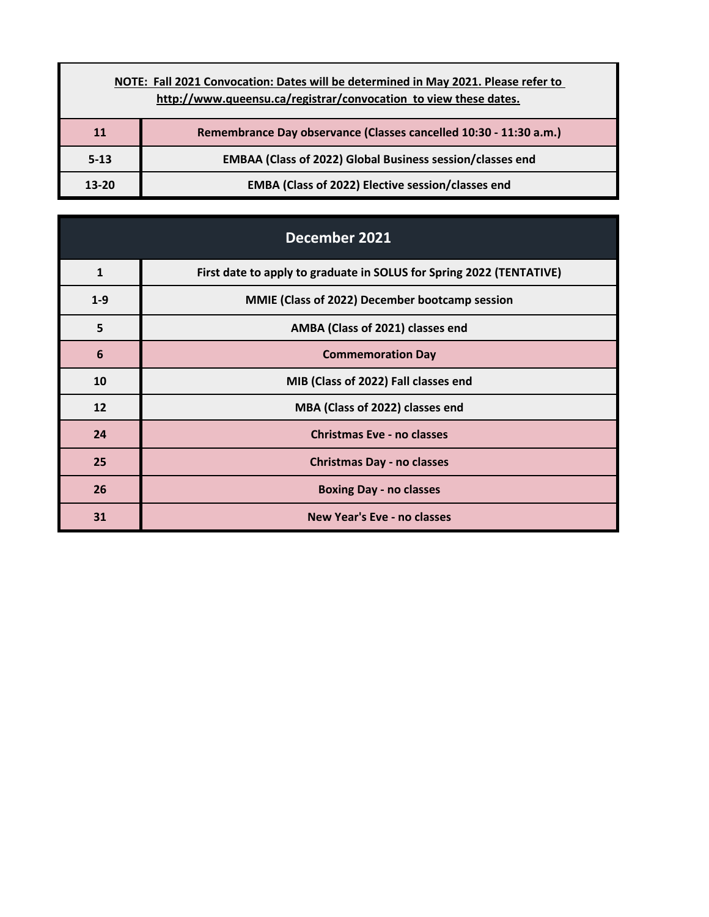| | |
|---|---|
| **NOTE: Fall 2021 Convocation: Dates will be determined in May 2021. Please refer to http://www.queensu.ca/registrar/convocation to view these dates.** | |
| **11** | **Remembrance Day observance (Classes cancelled 10:30 - 11:30 a.m.)** |
| **5-13** | **EMBAA (Class of 2022) Global Business session/classes end** |
| **13-20** | **EMBA (Class of 2022) Elective session/classes end** |

## December 2021

| | |
|---|---|
| **1** | **First date to apply to graduate in SOLUS for Spring 2022 (TENTATIVE)** |
| **1-9** | **MMIE (Class of 2022) December bootcamp session** |
| **5** | **AMBA (Class of 2021) classes end** |
| **6** | **Commemoration Day** |
| **10** | **MIB (Class of 2022) Fall classes end** |
| **12** | **MBA (Class of 2022) classes end** |
| **24** | **Christmas Eve - no classes** |
| **25** | **Christmas Day - no classes** |
| **26** | **Boxing Day - no classes** |
| **31** | **New Year's Eve - no classes** |